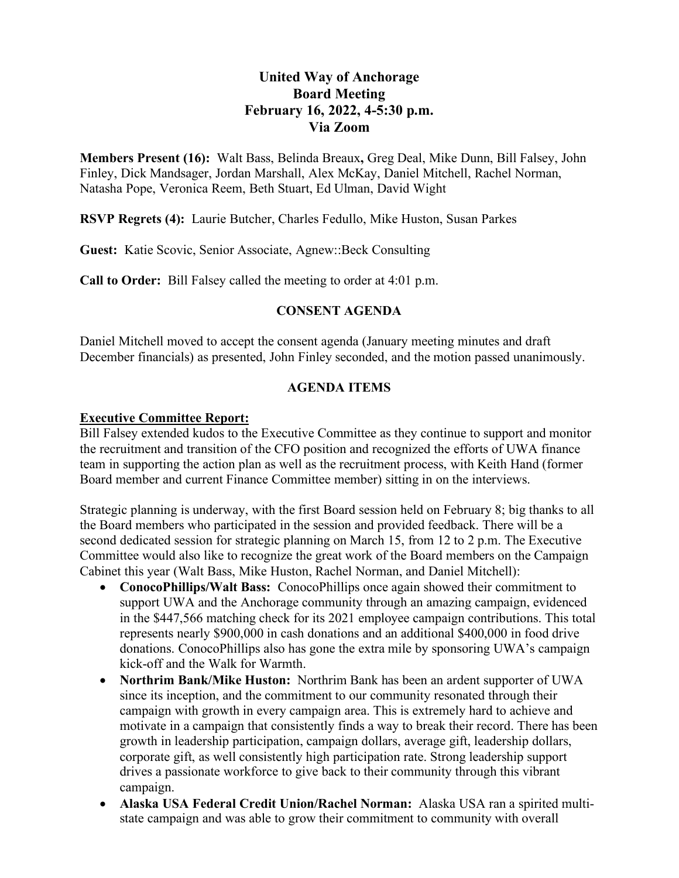# United Way of Anchorage
# Board Meeting
# February 16, 2022, 4-5:30 p.m.
# Via Zoom

**Members Present (16):** Walt Bass, Belinda Breaux**,** Greg Deal, Mike Dunn, Bill Falsey, John Finley, Dick Mandsager, Jordan Marshall, Alex McKay, Daniel Mitchell, Rachel Norman, Natasha Pope, Veronica Reem, Beth Stuart, Ed Ulman, David Wight

**RSVP Regrets (4):** Laurie Butcher, Charles Fedullo, Mike Huston, Susan Parkes

**Guest:** Katie Scovic, Senior Associate, Agnew::Beck Consulting

**Call to Order:** Bill Falsey called the meeting to order at 4:01 p.m.

## CONSENT AGENDA

Daniel Mitchell moved to accept the consent agenda (January meeting minutes and draft December financials) as presented, John Finley seconded, and the motion passed unanimously.

## AGENDA ITEMS

### Executive Committee Report:

Bill Falsey extended kudos to the Executive Committee as they continue to support and monitor the recruitment and transition of the CFO position and recognized the efforts of UWA finance team in supporting the action plan as well as the recruitment process, with Keith Hand (former Board member and current Finance Committee member) sitting in on the interviews.

Strategic planning is underway, with the first Board session held on February 8; big thanks to all the Board members who participated in the session and provided feedback. There will be a second dedicated session for strategic planning on March 15, from 12 to 2 p.m. The Executive Committee would also like to recognize the great work of the Board members on the Campaign Cabinet this year (Walt Bass, Mike Huston, Rachel Norman, and Daniel Mitchell):

- **ConocoPhillips/Walt Bass:** ConocoPhillips once again showed their commitment to support UWA and the Anchorage community through an amazing campaign, evidenced in the $447,566 matching check for its 2021 employee campaign contributions. This total represents nearly $900,000 in cash donations and an additional $400,000 in food drive donations. ConocoPhillips also has gone the extra mile by sponsoring UWA's campaign kick-off and the Walk for Warmth.
- **Northrim Bank/Mike Huston:** Northrim Bank has been an ardent supporter of UWA since its inception, and the commitment to our community resonated through their campaign with growth in every campaign area. This is extremely hard to achieve and motivate in a campaign that consistently finds a way to break their record. There has been growth in leadership participation, campaign dollars, average gift, leadership dollars, corporate gift, as well consistently high participation rate. Strong leadership support drives a passionate workforce to give back to their community through this vibrant campaign.
- **Alaska USA Federal Credit Union/Rachel Norman:** Alaska USA ran a spirited multi-state campaign and was able to grow their commitment to community with overall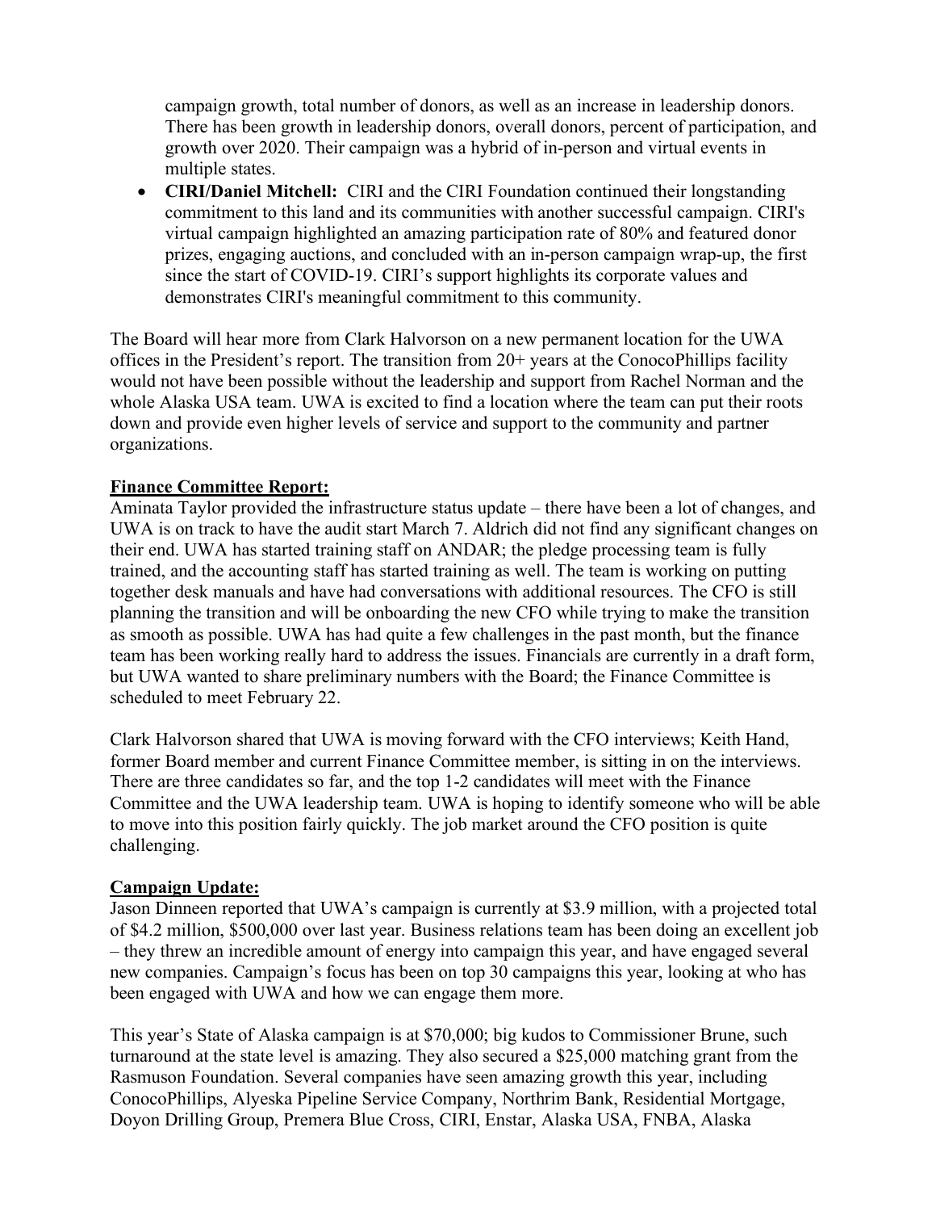campaign growth, total number of donors, as well as an increase in leadership donors. There has been growth in leadership donors, overall donors, percent of participation, and growth over 2020. Their campaign was a hybrid of in-person and virtual events in multiple states.

- **CIRI/Daniel Mitchell:** CIRI and the CIRI Foundation continued their longstanding commitment to this land and its communities with another successful campaign. CIRI's virtual campaign highlighted an amazing participation rate of 80% and featured donor prizes, engaging auctions, and concluded with an in-person campaign wrap-up, the first since the start of COVID-19. CIRI's support highlights its corporate values and demonstrates CIRI's meaningful commitment to this community.

The Board will hear more from Clark Halvorson on a new permanent location for the UWA offices in the President's report. The transition from 20+ years at the ConocoPhillips facility would not have been possible without the leadership and support from Rachel Norman and the whole Alaska USA team. UWA is excited to find a location where the team can put their roots down and provide even higher levels of service and support to the community and partner organizations.

**Finance Committee Report:**

Aminata Taylor provided the infrastructure status update – there have been a lot of changes, and UWA is on track to have the audit start March 7. Aldrich did not find any significant changes on their end. UWA has started training staff on ANDAR; the pledge processing team is fully trained, and the accounting staff has started training as well. The team is working on putting together desk manuals and have had conversations with additional resources. The CFO is still planning the transition and will be onboarding the new CFO while trying to make the transition as smooth as possible. UWA has had quite a few challenges in the past month, but the finance team has been working really hard to address the issues. Financials are currently in a draft form, but UWA wanted to share preliminary numbers with the Board; the Finance Committee is scheduled to meet February 22.

Clark Halvorson shared that UWA is moving forward with the CFO interviews; Keith Hand, former Board member and current Finance Committee member, is sitting in on the interviews. There are three candidates so far, and the top 1-2 candidates will meet with the Finance Committee and the UWA leadership team. UWA is hoping to identify someone who will be able to move into this position fairly quickly. The job market around the CFO position is quite challenging.

**Campaign Update:**

Jason Dinneen reported that UWA's campaign is currently at $3.9 million, with a projected total of $4.2 million, $500,000 over last year. Business relations team has been doing an excellent job – they threw an incredible amount of energy into campaign this year, and have engaged several new companies. Campaign's focus has been on top 30 campaigns this year, looking at who has been engaged with UWA and how we can engage them more.

This year's State of Alaska campaign is at $70,000; big kudos to Commissioner Brune, such turnaround at the state level is amazing. They also secured a $25,000 matching grant from the Rasmuson Foundation. Several companies have seen amazing growth this year, including ConocoPhillips, Alyeska Pipeline Service Company, Northrim Bank, Residential Mortgage, Doyon Drilling Group, Premera Blue Cross, CIRI, Enstar, Alaska USA, FNBA, Alaska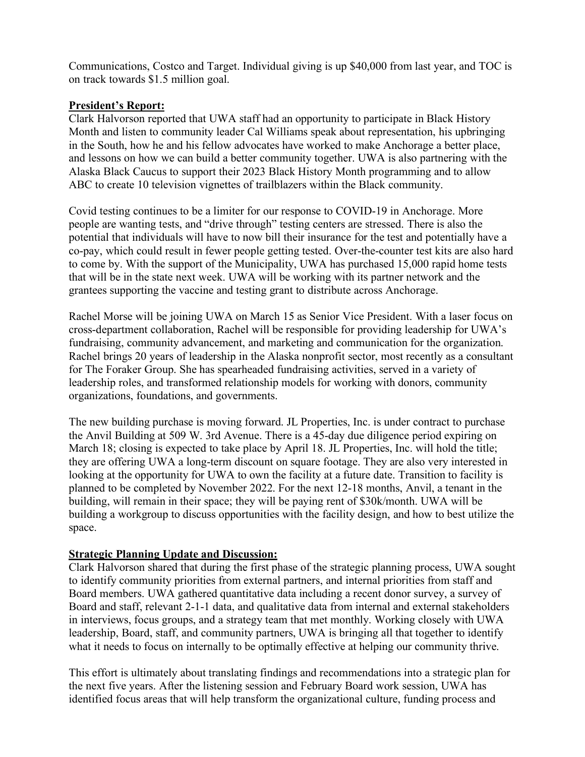Communications, Costco and Target. Individual giving is up $40,000 from last year, and TOC is on track towards $1.5 million goal.

**President's Report:**

Clark Halvorson reported that UWA staff had an opportunity to participate in Black History Month and listen to community leader Cal Williams speak about representation, his upbringing in the South, how he and his fellow advocates have worked to make Anchorage a better place, and lessons on how we can build a better community together. UWA is also partnering with the Alaska Black Caucus to support their 2023 Black History Month programming and to allow ABC to create 10 television vignettes of trailblazers within the Black community.

Covid testing continues to be a limiter for our response to COVID-19 in Anchorage. More people are wanting tests, and "drive through" testing centers are stressed. There is also the potential that individuals will have to now bill their insurance for the test and potentially have a co-pay, which could result in fewer people getting tested. Over-the-counter test kits are also hard to come by. With the support of the Municipality, UWA has purchased 15,000 rapid home tests that will be in the state next week. UWA will be working with its partner network and the grantees supporting the vaccine and testing grant to distribute across Anchorage.

Rachel Morse will be joining UWA on March 15 as Senior Vice President. With a laser focus on cross-department collaboration, Rachel will be responsible for providing leadership for UWA's fundraising, community advancement, and marketing and communication for the organization. Rachel brings 20 years of leadership in the Alaska nonprofit sector, most recently as a consultant for The Foraker Group. She has spearheaded fundraising activities, served in a variety of leadership roles, and transformed relationship models for working with donors, community organizations, foundations, and governments.

The new building purchase is moving forward. JL Properties, Inc. is under contract to purchase the Anvil Building at 509 W. 3rd Avenue. There is a 45-day due diligence period expiring on March 18; closing is expected to take place by April 18. JL Properties, Inc. will hold the title; they are offering UWA a long-term discount on square footage. They are also very interested in looking at the opportunity for UWA to own the facility at a future date. Transition to facility is planned to be completed by November 2022. For the next 12-18 months, Anvil, a tenant in the building, will remain in their space; they will be paying rent of $30k/month. UWA will be building a workgroup to discuss opportunities with the facility design, and how to best utilize the space.

**Strategic Planning Update and Discussion:**

Clark Halvorson shared that during the first phase of the strategic planning process, UWA sought to identify community priorities from external partners, and internal priorities from staff and Board members. UWA gathered quantitative data including a recent donor survey, a survey of Board and staff, relevant 2-1-1 data, and qualitative data from internal and external stakeholders in interviews, focus groups, and a strategy team that met monthly. Working closely with UWA leadership, Board, staff, and community partners, UWA is bringing all that together to identify what it needs to focus on internally to be optimally effective at helping our community thrive.

This effort is ultimately about translating findings and recommendations into a strategic plan for the next five years. After the listening session and February Board work session, UWA has identified focus areas that will help transform the organizational culture, funding process and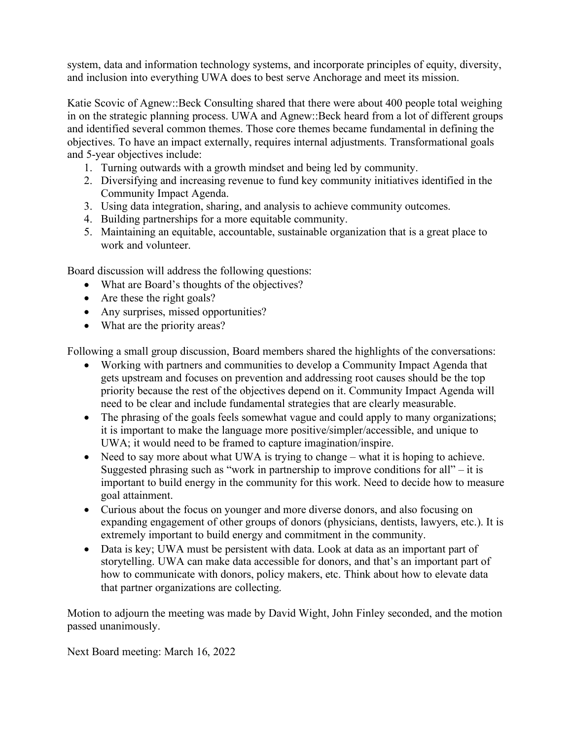system, data and information technology systems, and incorporate principles of equity, diversity, and inclusion into everything UWA does to best serve Anchorage and meet its mission.

Katie Scovic of Agnew::Beck Consulting shared that there were about 400 people total weighing in on the strategic planning process. UWA and Agnew::Beck heard from a lot of different groups and identified several common themes. Those core themes became fundamental in defining the objectives. To have an impact externally, requires internal adjustments. Transformational goals and 5-year objectives include:

1. Turning outwards with a growth mindset and being led by community.
2. Diversifying and increasing revenue to fund key community initiatives identified in the Community Impact Agenda.
3. Using data integration, sharing, and analysis to achieve community outcomes.
4. Building partnerships for a more equitable community.
5. Maintaining an equitable, accountable, sustainable organization that is a great place to work and volunteer.

Board discussion will address the following questions:

- What are Board's thoughts of the objectives?
- Are these the right goals?
- Any surprises, missed opportunities?
- What are the priority areas?

Following a small group discussion, Board members shared the highlights of the conversations:

- Working with partners and communities to develop a Community Impact Agenda that gets upstream and focuses on prevention and addressing root causes should be the top priority because the rest of the objectives depend on it. Community Impact Agenda will need to be clear and include fundamental strategies that are clearly measurable.
- The phrasing of the goals feels somewhat vague and could apply to many organizations; it is important to make the language more positive/simpler/accessible, and unique to UWA; it would need to be framed to capture imagination/inspire.
- Need to say more about what UWA is trying to change – what it is hoping to achieve. Suggested phrasing such as "work in partnership to improve conditions for all" – it is important to build energy in the community for this work. Need to decide how to measure goal attainment.
- Curious about the focus on younger and more diverse donors, and also focusing on expanding engagement of other groups of donors (physicians, dentists, lawyers, etc.). It is extremely important to build energy and commitment in the community.
- Data is key; UWA must be persistent with data. Look at data as an important part of storytelling. UWA can make data accessible for donors, and that's an important part of how to communicate with donors, policy makers, etc. Think about how to elevate data that partner organizations are collecting.

Motion to adjourn the meeting was made by David Wight, John Finley seconded, and the motion passed unanimously.

Next Board meeting: March 16, 2022